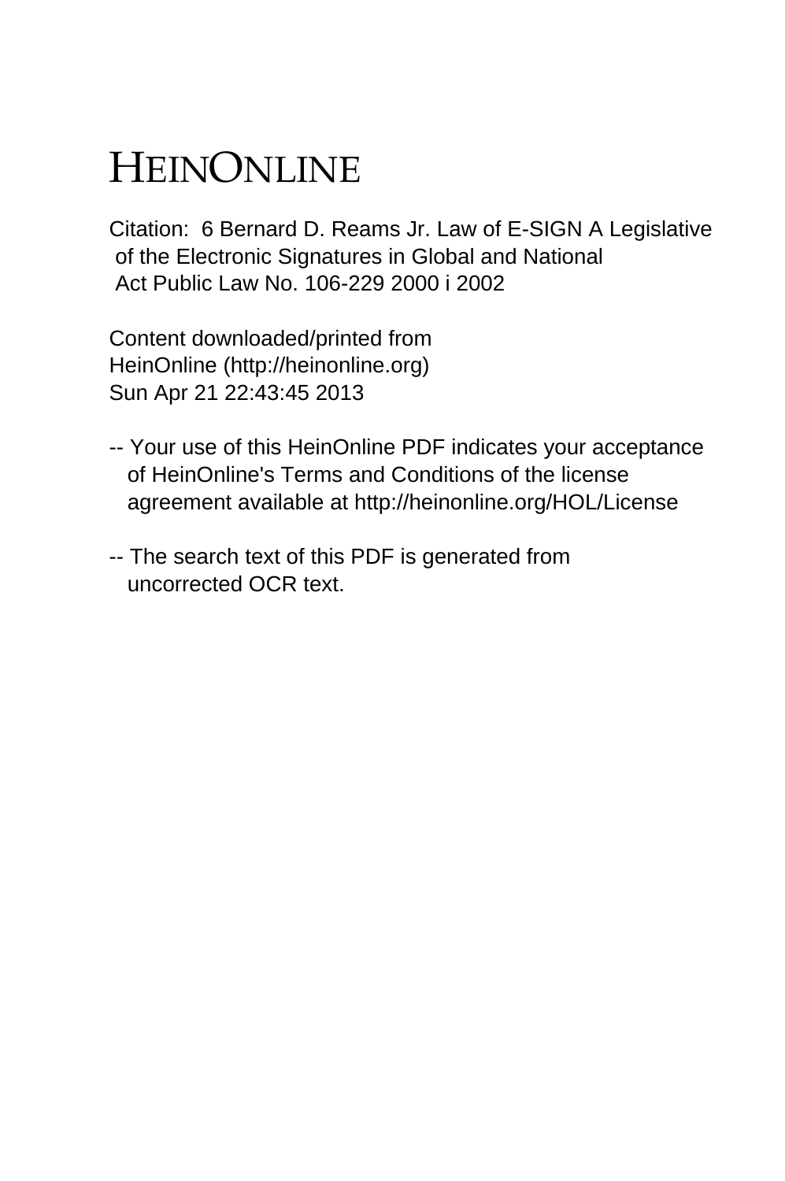# HEINONLINE

Citation: 6 Bernard D. Reams Jr. Law of E-SIGN A Legislative of the Electronic Signatures in Global and National Act Public Law No. 106-229 2000 i 2002

Content downloaded/printed from HeinOnline (http://heinonline.org)
Sun Apr 21 22:43:45 2013

-- Your use of this HeinOnline PDF indicates your acceptance of HeinOnline's Terms and Conditions of the license agreement available at http://heinonline.org/HOL/License

-- The search text of this PDF is generated from uncorrected OCR text.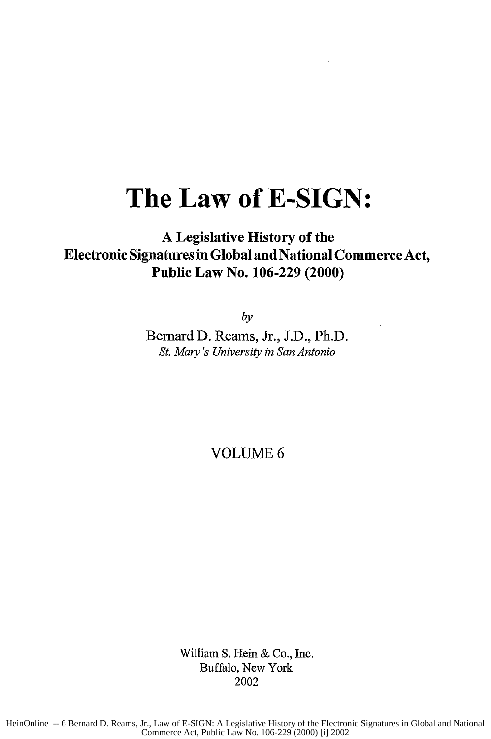# The Law of E-SIGN:

### A Legislative History of the Electronic Signatures in Global and National Commerce Act, Public Law No. 106-229 (2000)

*by*

Bernard D. Reams, Jr., J.D., Ph.D.

*St. Mary's University in San Antonio*

VOLUME 6

William S. Hein & Co., Inc.
Buffalo, New York
2002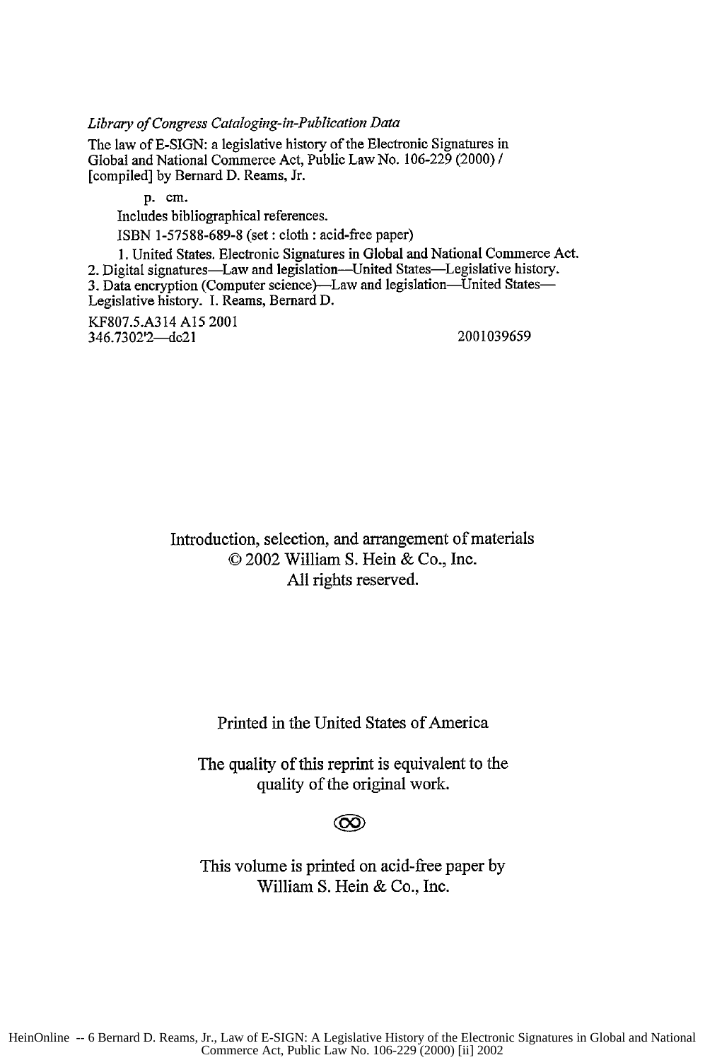*Library of Congress Cataloging-in-Publication Data*

The law of E-SIGN: a legislative history of the Electronic Signatures in Global and National Commerce Act, Public Law No. 106-229 (2000) / [compiled] by Bernard D. Reams, Jr.

p. cm.

Includes bibliographical references.

ISBN 1-57588-689-8 (set : cloth : acid-free paper)

1. United States. Electronic Signatures in Global and National Commerce Act. 2. Digital signatures—Law and legislation—United States—Legislative history. 3. Data encryption (Computer science)—Law and legislation—United States—Legislative history. I. Reams, Bernard D.

KF807.5.A314 A15 2001
346.7302'2—dc21 2001039659

Introduction, selection, and arrangement of materials
© 2002 William S. Hein & Co., Inc.
All rights reserved.

Printed in the United States of America

The quality of this reprint is equivalent to the quality of the original work.

∞

This volume is printed on acid-free paper by William S. Hein & Co., Inc.